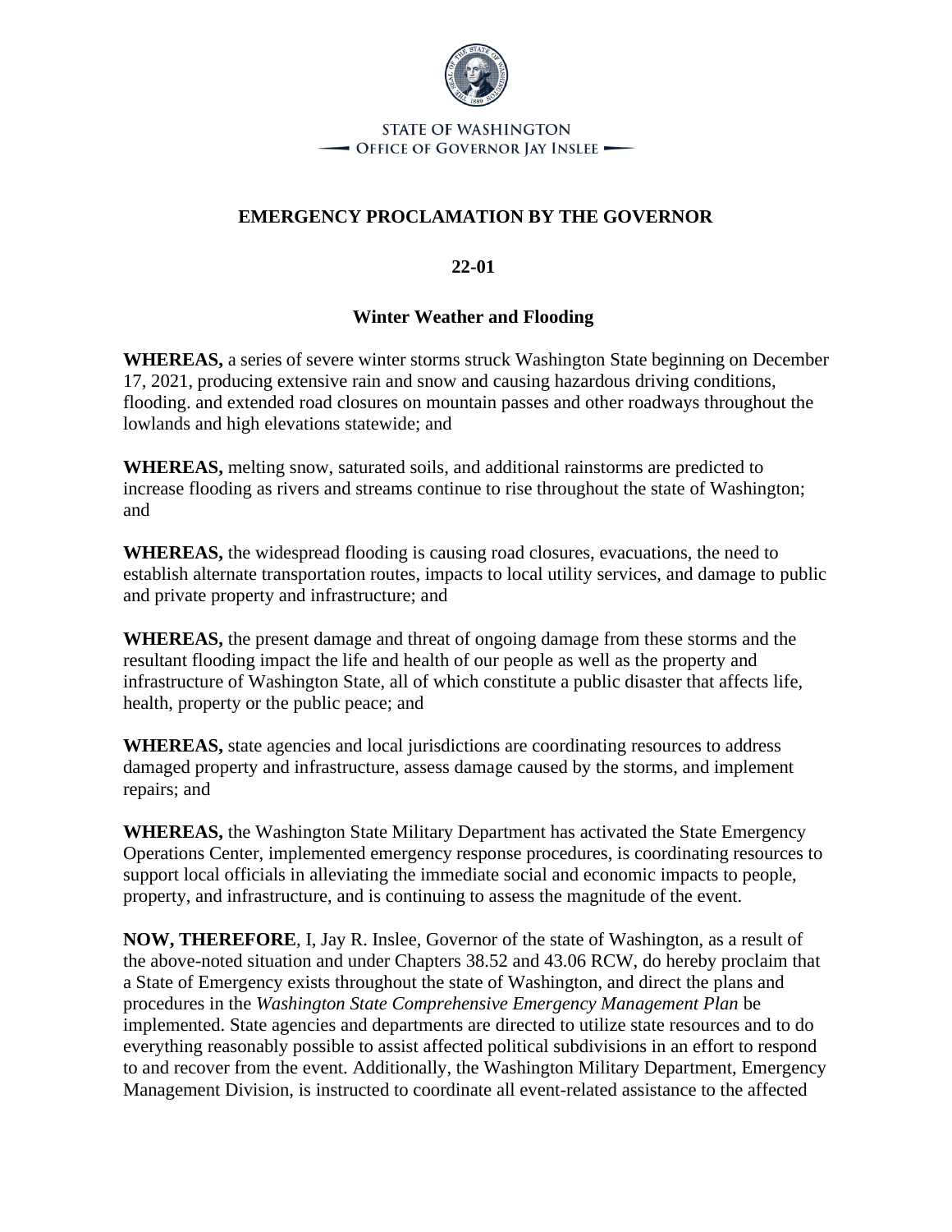STATE OF WASHINGTON
OFFICE OF GOVERNOR JAY INSLEE

# EMERGENCY PROCLAMATION BY THE GOVERNOR

## 22-01

## Winter Weather and Flooding

**WHEREAS,** a series of severe winter storms struck Washington State beginning on December 17, 2021, producing extensive rain and snow and causing hazardous driving conditions, flooding. and extended road closures on mountain passes and other roadways throughout the lowlands and high elevations statewide; and

**WHEREAS,** melting snow, saturated soils, and additional rainstorms are predicted to increase flooding as rivers and streams continue to rise throughout the state of Washington; and

**WHEREAS,** the widespread flooding is causing road closures, evacuations, the need to establish alternate transportation routes, impacts to local utility services, and damage to public and private property and infrastructure; and

**WHEREAS,** the present damage and threat of ongoing damage from these storms and the resultant flooding impact the life and health of our people as well as the property and infrastructure of Washington State, all of which constitute a public disaster that affects life, health, property or the public peace; and

**WHEREAS,** state agencies and local jurisdictions are coordinating resources to address damaged property and infrastructure, assess damage caused by the storms, and implement repairs; and

**WHEREAS,** the Washington State Military Department has activated the State Emergency Operations Center, implemented emergency response procedures, is coordinating resources to support local officials in alleviating the immediate social and economic impacts to people, property, and infrastructure, and is continuing to assess the magnitude of the event.

**NOW, THEREFORE**, I, Jay R. Inslee, Governor of the state of Washington, as a result of the above-noted situation and under Chapters 38.52 and 43.06 RCW, do hereby proclaim that a State of Emergency exists throughout the state of Washington, and direct the plans and procedures in the *Washington State Comprehensive Emergency Management Plan* be implemented. State agencies and departments are directed to utilize state resources and to do everything reasonably possible to assist affected political subdivisions in an effort to respond to and recover from the event. Additionally, the Washington Military Department, Emergency Management Division, is instructed to coordinate all event-related assistance to the affected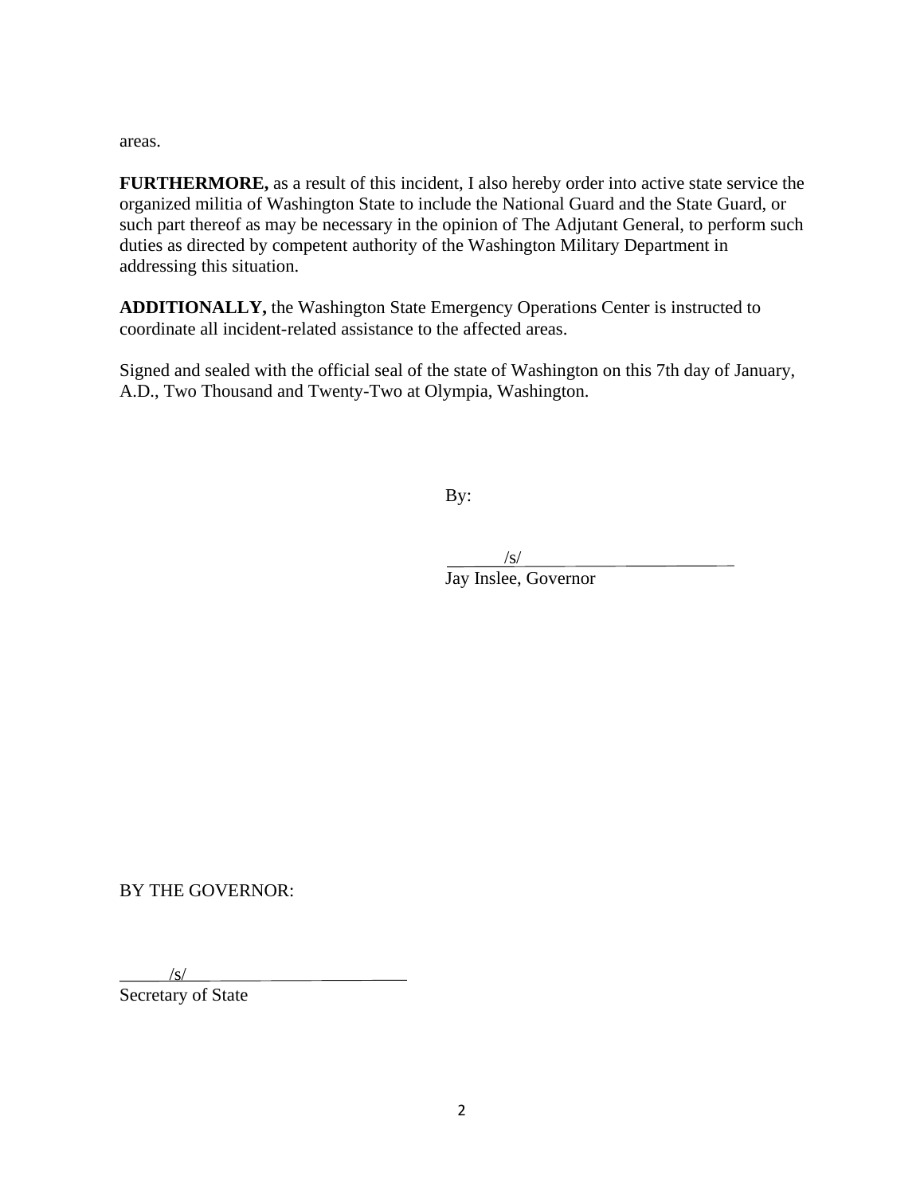areas.

**FURTHERMORE,** as a result of this incident, I also hereby order into active state service the organized militia of Washington State to include the National Guard and the State Guard, or such part thereof as may be necessary in the opinion of The Adjutant General, to perform such duties as directed by competent authority of the Washington Military Department in addressing this situation.

**ADDITIONALLY,** the Washington State Emergency Operations Center is instructed to coordinate all incident-related assistance to the affected areas.

Signed and sealed with the official seal of the state of Washington on this 7th day of January, A.D., Two Thousand and Twenty-Two at Olympia, Washington.

By:

/s/
Jay Inslee, Governor

BY THE GOVERNOR:

/s/
Secretary of State